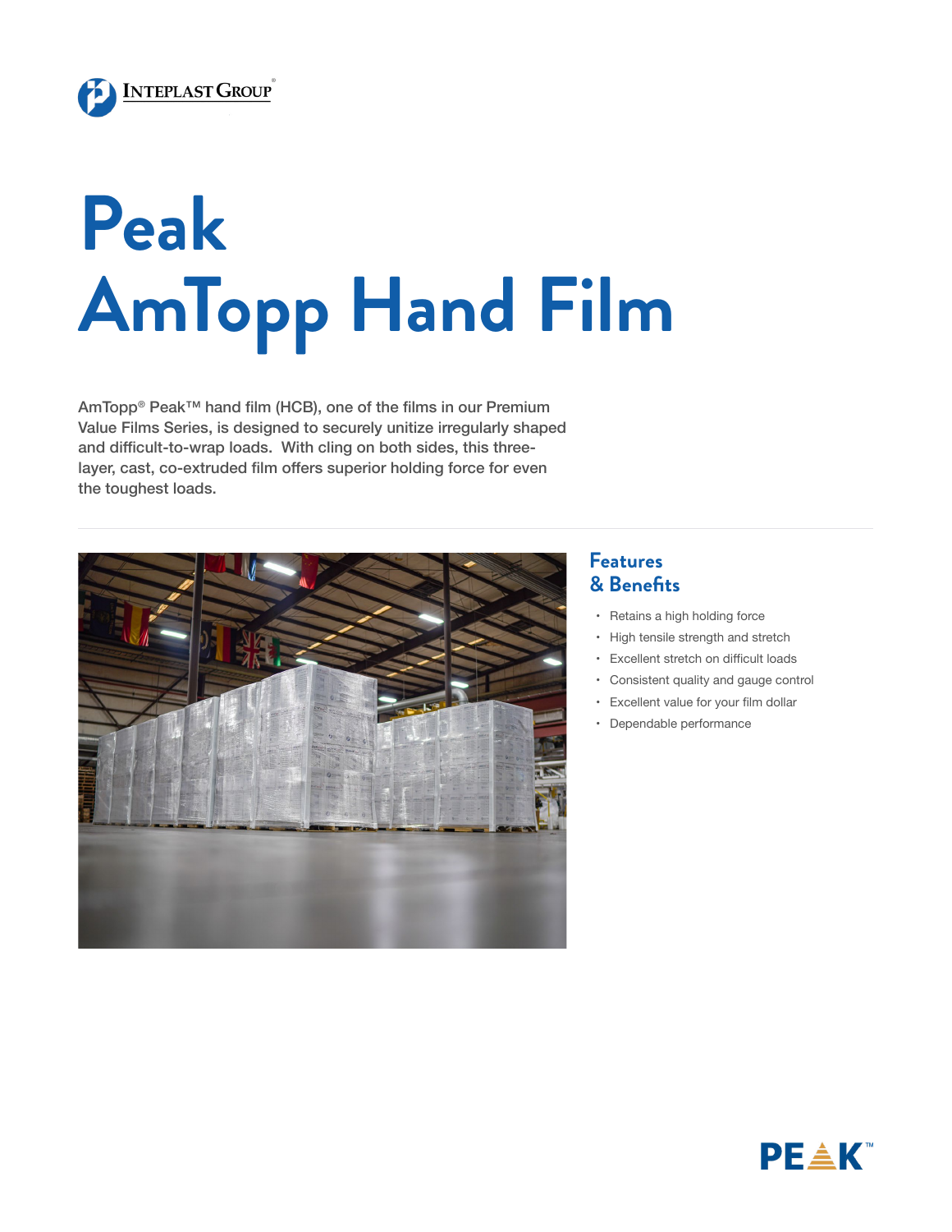# Peak AmTopp Hand Film

AmTopp® Peak™ hand film (HCB), one of the films in our Premium Value Films Series, is designed to securely unitize irregularly shaped and difficult-to-wrap loads. With cling on both sides, this three-layer, cast, co-extruded film offers superior holding force for even the toughest loads.

## Features & Benefits

- Retains a high holding force
- High tensile strength and stretch
- Excellent stretch on difficult loads
- Consistent quality and gauge control
- Excellent value for your film dollar
- Dependable performance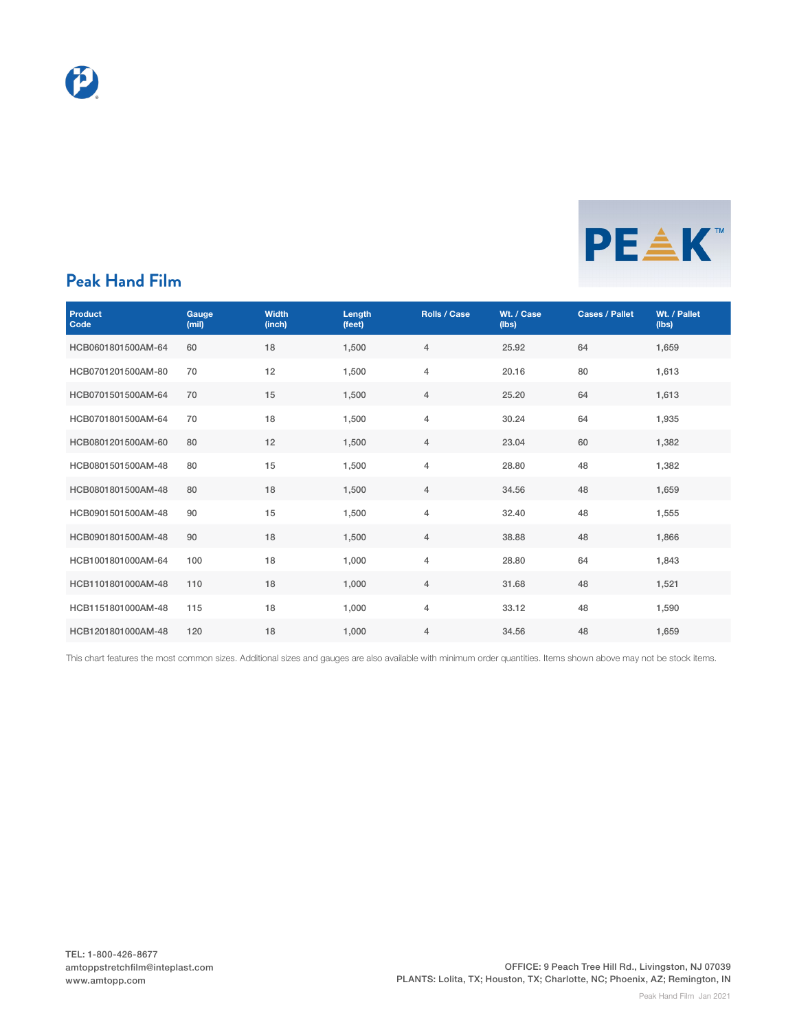## Peak Hand Film

| Product Code | Gauge (mil) | Width (inch) | Length (feet) | Rolls / Case | Wt. / Case (lbs) | Cases / Pallet | Wt. / Pallet (lbs) |
|---|---|---|---|---|---|---|---|
| HCB0601801500AM-64 | 60 | 18 | 1,500 | 4 | 25.92 | 64 | 1,659 |
| HCB0701201500AM-80 | 70 | 12 | 1,500 | 4 | 20.16 | 80 | 1,613 |
| HCB0701501500AM-64 | 70 | 15 | 1,500 | 4 | 25.20 | 64 | 1,613 |
| HCB0701801500AM-64 | 70 | 18 | 1,500 | 4 | 30.24 | 64 | 1,935 |
| HCB0801201500AM-60 | 80 | 12 | 1,500 | 4 | 23.04 | 60 | 1,382 |
| HCB0801501500AM-48 | 80 | 15 | 1,500 | 4 | 28.80 | 48 | 1,382 |
| HCB0801801500AM-48 | 80 | 18 | 1,500 | 4 | 34.56 | 48 | 1,659 |
| HCB0901501500AM-48 | 90 | 15 | 1,500 | 4 | 32.40 | 48 | 1,555 |
| HCB0901801500AM-48 | 90 | 18 | 1,500 | 4 | 38.88 | 48 | 1,866 |
| HCB1001801000AM-64 | 100 | 18 | 1,000 | 4 | 28.80 | 64 | 1,843 |
| HCB1101801000AM-48 | 110 | 18 | 1,000 | 4 | 31.68 | 48 | 1,521 |
| HCB1151801000AM-48 | 115 | 18 | 1,000 | 4 | 33.12 | 48 | 1,590 |
| HCB1201801000AM-48 | 120 | 18 | 1,000 | 4 | 34.56 | 48 | 1,659 |

This chart features the most common sizes. Additional sizes and gauges are also available with minimum order quantities. Items shown above may not be stock items.

TEL: 1-800-426-8677
amtoppstretchfilm@inteplast.com
www.amtopp.com

OFFICE: 9 Peach Tree Hill Rd., Livingston, NJ 07039
PLANTS: Lolita, TX; Houston, TX; Charlotte, NC; Phoenix, AZ; Remington, IN

Peak Hand Film Jan 2021